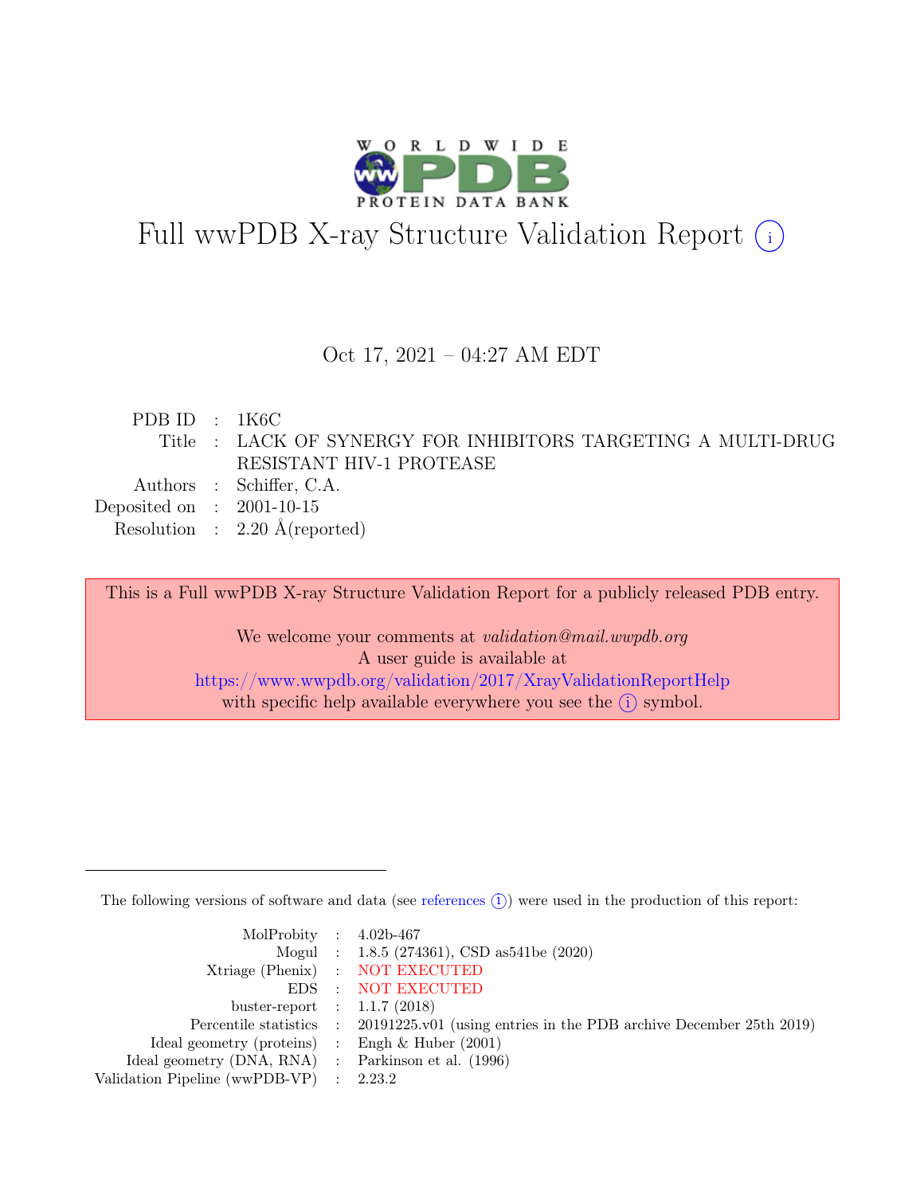# Full wwPDB X-ray Structure Validation Report (i)

Oct 17, 2021 – 04:27 AM EDT

| | | |
|---|---|---|
| PDB ID | : | 1K6C |
| Title | : | LACK OF SYNERGY FOR INHIBITORS TARGETING A MULTI-DRUG RESISTANT HIV-1 PROTEASE |
| Authors | : | Schiffer, C.A. |
| Deposited on | : | 2001-10-15 |
| Resolution | : | 2.20 Å(reported) |

This is a Full wwPDB X-ray Structure Validation Report for a publicly released PDB entry.

We welcome your comments at *validation@mail.wwpdb.org*
A user guide is available at
https://www.wwpdb.org/validation/2017/XrayValidationReportHelp
with specific help available everywhere you see the (i) symbol.

The following versions of software and data (see references (i)) were used in the production of this report:

| | | |
|---|---|---|
| MolProbity | : | 4.02b-467 |
| Mogul | : | 1.8.5 (274361), CSD as541be (2020) |
| Xtriage (Phenix) | : | NOT EXECUTED |
| EDS | : | NOT EXECUTED |
| buster-report | : | 1.1.7 (2018) |
| Percentile statistics | : | 20191225.v01 (using entries in the PDB archive December 25th 2019) |
| Ideal geometry (proteins) | : | Engh & Huber (2001) |
| Ideal geometry (DNA, RNA) | : | Parkinson et al. (1996) |
| Validation Pipeline (wwPDB-VP) | : | 2.23.2 |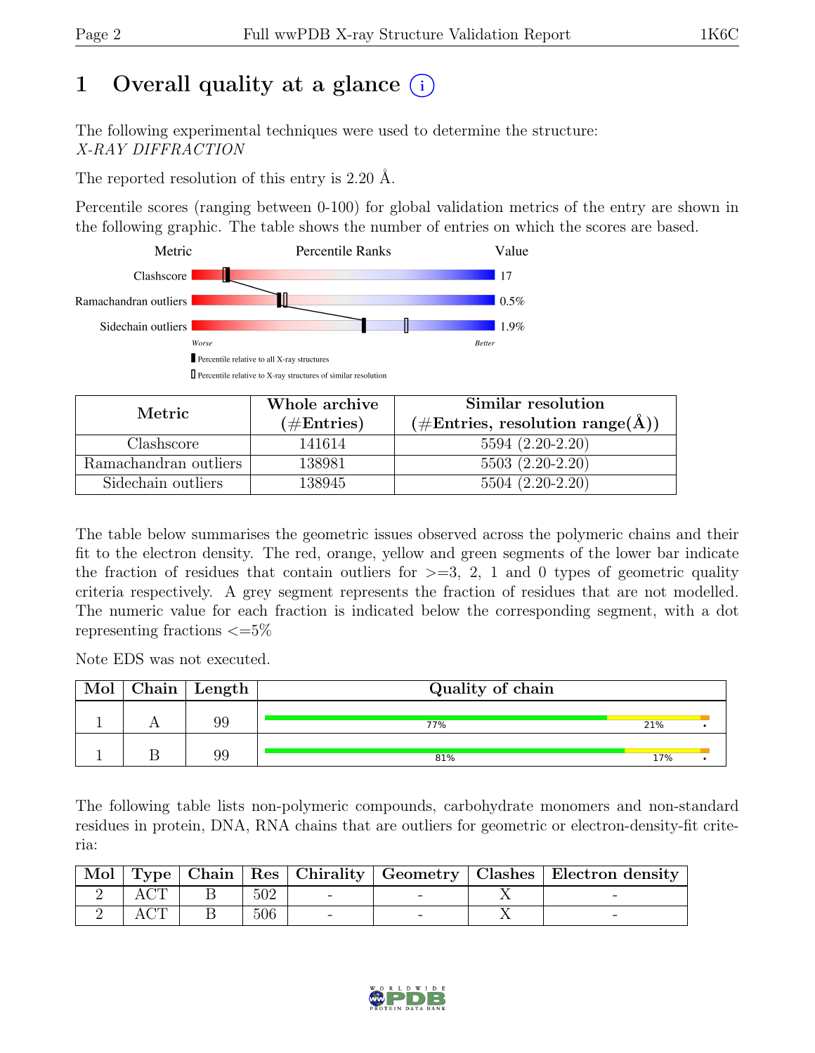# 1 Overall quality at a glance (i)

The following experimental techniques were used to determine the structure:
*X-RAY DIFFRACTION*

The reported resolution of this entry is 2.20 Å.

Percentile scores (ranging between 0-100) for global validation metrics of the entry are shown in the following graphic. The table shows the number of entries on which the scores are based.

| Metric | Value |
|---|---|
| Clashscore | 17 |
| Ramachandran outliers | 0.5% |
| Sidechain outliers | 1.9% |

| Metric | Whole archive (#Entries) | Similar resolution (#Entries, resolution range(Å)) |
|---|---|---|
| Clashscore | 141614 | 5594 (2.20-2.20) |
| Ramachandran outliers | 138981 | 5503 (2.20-2.20) |
| Sidechain outliers | 138945 | 5504 (2.20-2.20) |

The table below summarises the geometric issues observed across the polymeric chains and their fit to the electron density. The red, orange, yellow and green segments of the lower bar indicate the fraction of residues that contain outliers for >=3, 2, 1 and 0 types of geometric quality criteria respectively. A grey segment represents the fraction of residues that are not modelled. The numeric value for each fraction is indicated below the corresponding segment, with a dot representing fractions <=5%

Note EDS was not executed.

| Mol | Chain | Length | Quality of chain |
|---|---|---|---|
| 1 | A | 99 | 77% 21% • |
| 1 | B | 99 | 81% 17% • |

The following table lists non-polymeric compounds, carbohydrate monomers and non-standard residues in protein, DNA, RNA chains that are outliers for geometric or electron-density-fit criteria:

| Mol | Type | Chain | Res | Chirality | Geometry | Clashes | Electron density |
|---|---|---|---|---|---|---|---|
| 2 | ACT | B | 502 | - | - | X | - |
| 2 | ACT | B | 506 | - | - | X | - |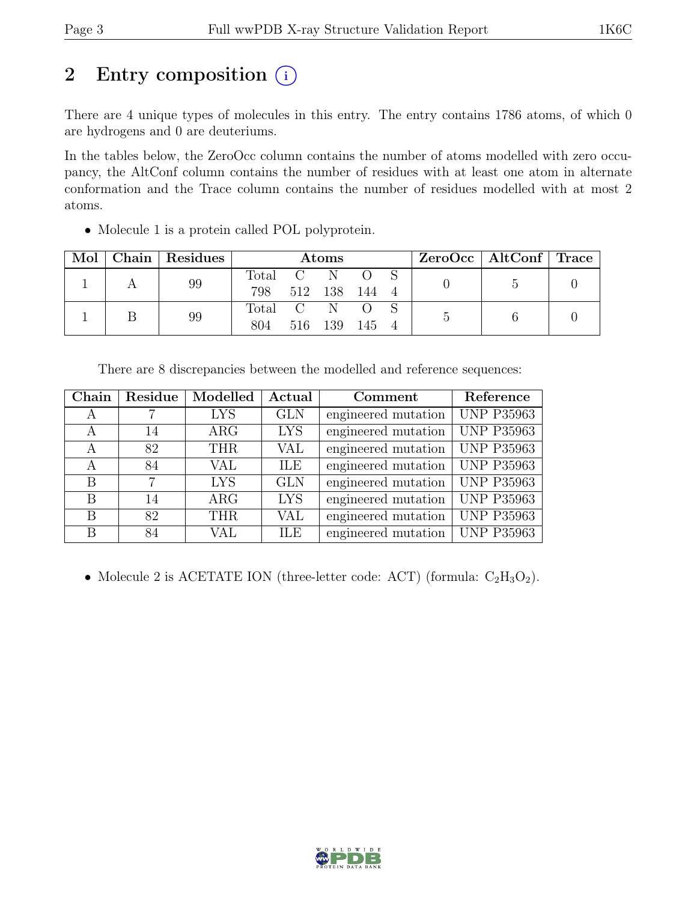## 2 Entry composition (i)

There are 4 unique types of molecules in this entry. The entry contains 1786 atoms, of which 0 are hydrogens and 0 are deuteriums.

In the tables below, the ZeroOcc column contains the number of atoms modelled with zero occupancy, the AltConf column contains the number of residues with at least one atom in alternate conformation and the Trace column contains the number of residues modelled with at most 2 atoms.

- Molecule 1 is a protein called POL polyprotein.

| Mol | Chain | Residues | Atoms | | | | | ZeroOcc | AltConf | Trace |
|---|---|---|---|---|---|---|---|---|---|---|
| | | | Total | C | N | O | S | | | |
| 1 | A | 99 | 798 | 512 | 138 | 144 | 4 | 0 | 5 | 0 |
| 1 | B | 99 | 804 | 516 | 139 | 145 | 4 | 5 | 6 | 0 |

There are 8 discrepancies between the modelled and reference sequences:

| Chain | Residue | Modelled | Actual | Comment | Reference |
|---|---|---|---|---|---|
| A | 7 | LYS | GLN | engineered mutation | UNP P35963 |
| A | 14 | ARG | LYS | engineered mutation | UNP P35963 |
| A | 82 | THR | VAL | engineered mutation | UNP P35963 |
| A | 84 | VAL | ILE | engineered mutation | UNP P35963 |
| B | 7 | LYS | GLN | engineered mutation | UNP P35963 |
| B | 14 | ARG | LYS | engineered mutation | UNP P35963 |
| B | 82 | THR | VAL | engineered mutation | UNP P35963 |
| B | 84 | VAL | ILE | engineered mutation | UNP P35963 |

- Molecule 2 is ACETATE ION (three-letter code: ACT) (formula: $C_2H_3O_2$).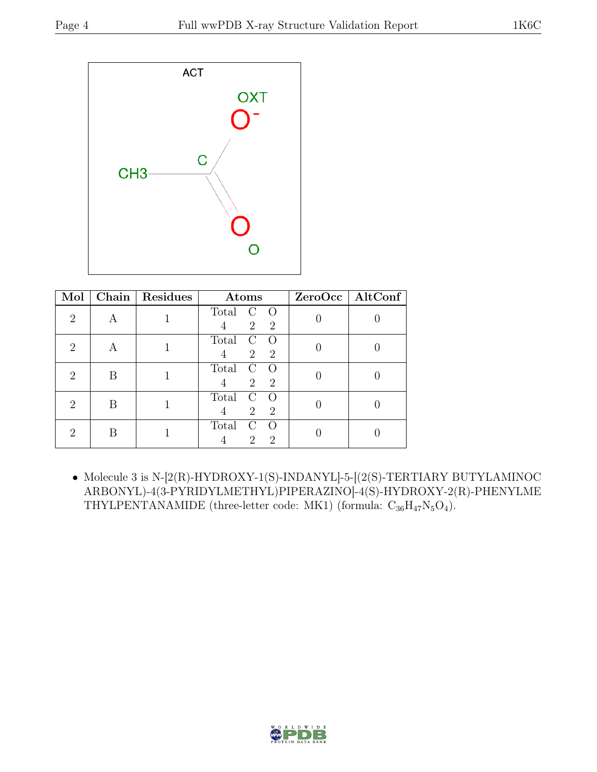| Mol | Chain | Residues | Atoms | | | ZeroOcc | AltConf |
|---|---|---|---|---|---|---|---|
| | | | Total | C | O | | |
| 2 | A | 1 | 4 | 2 | 2 | 0 | 0 |
| 2 | A | 1 | 4 | 2 | 2 | 0 | 0 |
| 2 | B | 1 | 4 | 2 | 2 | 0 | 0 |
| 2 | B | 1 | 4 | 2 | 2 | 0 | 0 |
| 2 | B | 1 | 4 | 2 | 2 | 0 | 0 |

- Molecule 3 is N-[2(R)-HYDROXY-1(S)-INDANYL]-5-[(2(S)-TERTIARY BUTYLAMINOCARBONYL)-4(3-PYRIDYLMETHYL)PIPERAZINO]-4(S)-HYDROXY-2(R)-PHENYLMETHYLPENTANAMIDE (three-letter code: MK1) (formula: $C_{36}H_{47}N_5O_4$).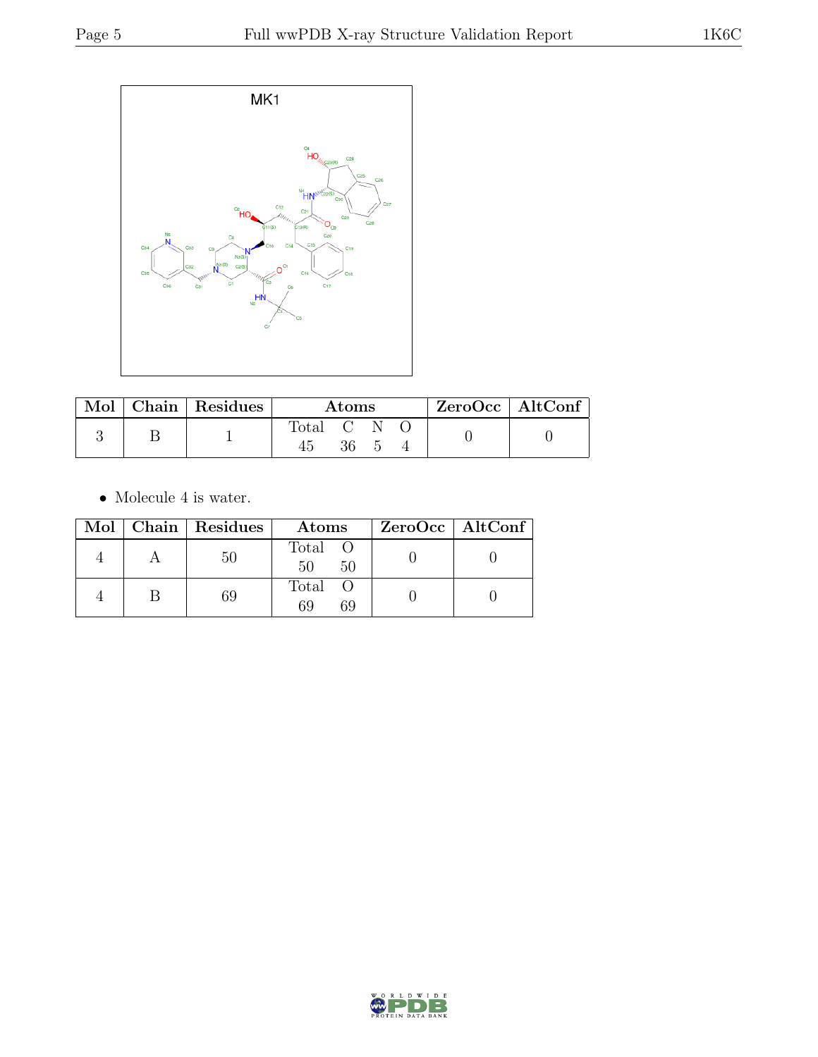MK1

| Mol | Chain | Residues | Atoms | ZeroOcc | AltConf |
|---|---|---|---|---|---|
| 3 | B | 1 | Total C N O<br>45 36 5 4 | 0 | 0 |

- Molecule 4 is water.

| Mol | Chain | Residues | Atoms | ZeroOcc | AltConf |
|---|---|---|---|---|---|
| 4 | A | 50 | Total O<br>50 50 | 0 | 0 |
| 4 | B | 69 | Total O<br>69 69 | 0 | 0 |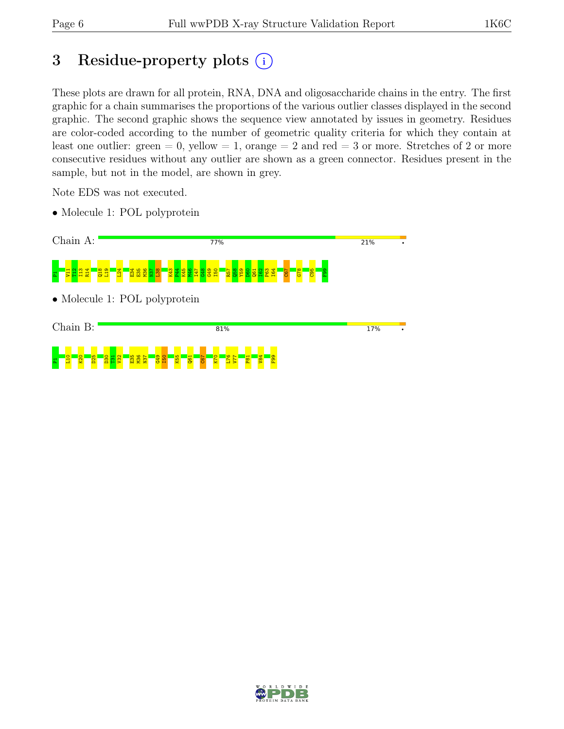# 3 Residue-property plots

These plots are drawn for all protein, RNA, DNA and oligosaccharide chains in the entry. The first graphic for a chain summarises the proportions of the various outlier classes displayed in the second graphic. The second graphic shows the sequence view annotated by issues in geometry. Residues are color-coded according to the number of geometric quality criteria for which they contain at least one outlier: green = 0, yellow = 1, orange = 2 and red = 3 or more. Stretches of 2 or more consecutive residues without any outlier are shown as a green connector. Residues present in the sample, but not in the model, are shown in grey.

Note EDS was not executed.

- Molecule 1: POL polyprotein

Chain A: 77% 21% •

P1 V11 I12 I13 R14 Q18 L19 L24 E34 E35 M36 N37 L38 K43 P44 K45 M46 I47 G48 G49 I50 R57 Q58 Y59 D60 Q61 I62 P63 I64 C67 G78 C95 F99

- Molecule 1: POL polyprotein

Chain B: 81% 17% •

P1 L10 K20 D25 D30 T31 V32 E35 M36 N37 G49 I50 K55 Q61 C67 K70 L76 V77 P81 V84 F99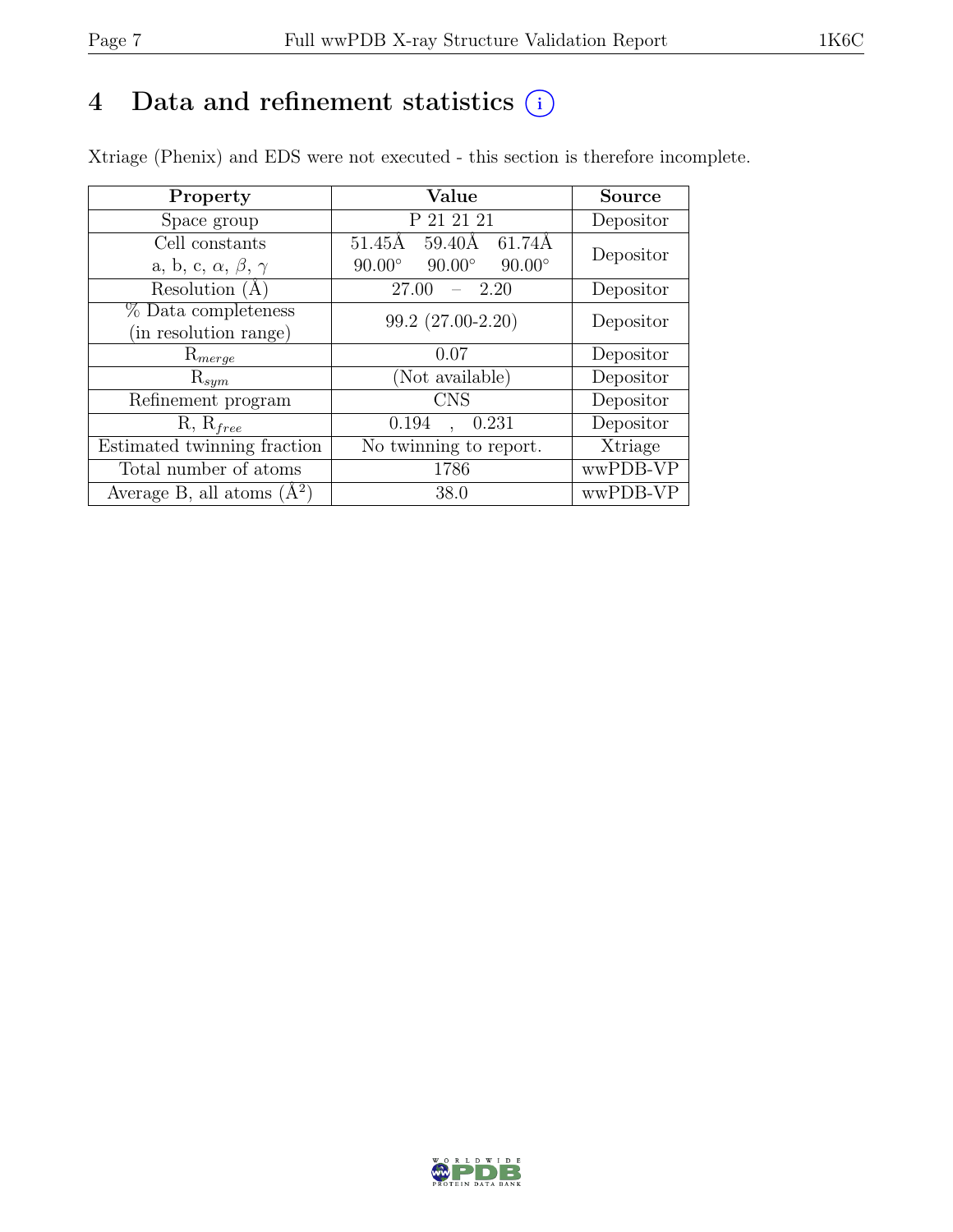# 4 Data and refinement statistics

Xtriage (Phenix) and EDS were not executed - this section is therefore incomplete.

| Property | Value | Source |
|---|---|---|
| Space group | P 21 21 21 | Depositor |
| Cell constants<br>a, b, c, $\alpha$, $\beta$, $\gamma$ | 51.45Å 59.40Å 61.74Å<br>90.00° 90.00° 90.00° | Depositor |
| Resolution (Å) | 27.00 – 2.20 | Depositor |
| % Data completeness<br>(in resolution range) | 99.2 (27.00-2.20) | Depositor |
| $R_{merge}$ | 0.07 | Depositor |
| $R_{sym}$ | (Not available) | Depositor |
| Refinement program | CNS | Depositor |
| R, $R_{free}$ | 0.194 , 0.231 | Depositor |
| Estimated twinning fraction | No twinning to report. | Xtriage |
| Total number of atoms | 1786 | wwPDB-VP |
| Average B, all atoms (Å$^2$) | 38.0 | wwPDB-VP |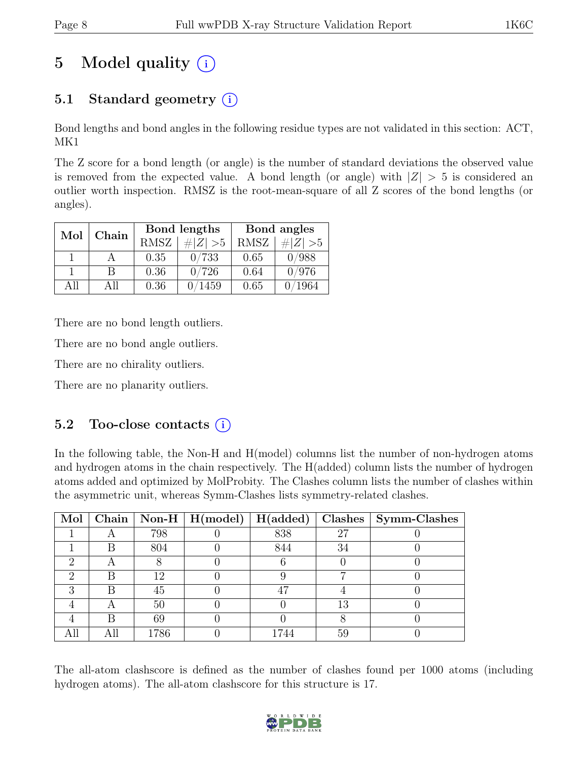# 5 Model quality (i)

## 5.1 Standard geometry (i)

Bond lengths and bond angles in the following residue types are not validated in this section: ACT, MK1

The Z score for a bond length (or angle) is the number of standard deviations the observed value is removed from the expected value. A bond length (or angle) with $|Z| > 5$ is considered an outlier worth inspection. RMSZ is the root-mean-square of all Z scores of the bond lengths (or angles).

| Mol | Chain | Bond lengths | | Bond angles | |
|---|---|---|---|---|---|
| | | RMSZ | $\#\|Z\| > 5$ | RMSZ | $\#\|Z\| > 5$ |
| 1 | A | 0.35 | 0/733 | 0.65 | 0/988 |
| 1 | B | 0.36 | 0/726 | 0.64 | 0/976 |
| All | All | 0.36 | 0/1459 | 0.65 | 0/1964 |

There are no bond length outliers.

There are no bond angle outliers.

There are no chirality outliers.

There are no planarity outliers.

## 5.2 Too-close contacts (i)

In the following table, the Non-H and H(model) columns list the number of non-hydrogen atoms and hydrogen atoms in the chain respectively. The H(added) column lists the number of hydrogen atoms added and optimized by MolProbity. The Clashes column lists the number of clashes within the asymmetric unit, whereas Symm-Clashes lists symmetry-related clashes.

| Mol | Chain | Non-H | H(model) | H(added) | Clashes | Symm-Clashes |
|---|---|---|---|---|---|---|
| 1 | A | 798 | 0 | 838 | 27 | 0 |
| 1 | B | 804 | 0 | 844 | 34 | 0 |
| 2 | A | 8 | 0 | 6 | 0 | 0 |
| 2 | B | 12 | 0 | 9 | 7 | 0 |
| 3 | B | 45 | 0 | 47 | 4 | 0 |
| 4 | A | 50 | 0 | 0 | 13 | 0 |
| 4 | B | 69 | 0 | 0 | 8 | 0 |
| All | All | 1786 | 0 | 1744 | 59 | 0 |

The all-atom clashscore is defined as the number of clashes found per 1000 atoms (including hydrogen atoms). The all-atom clashscore for this structure is 17.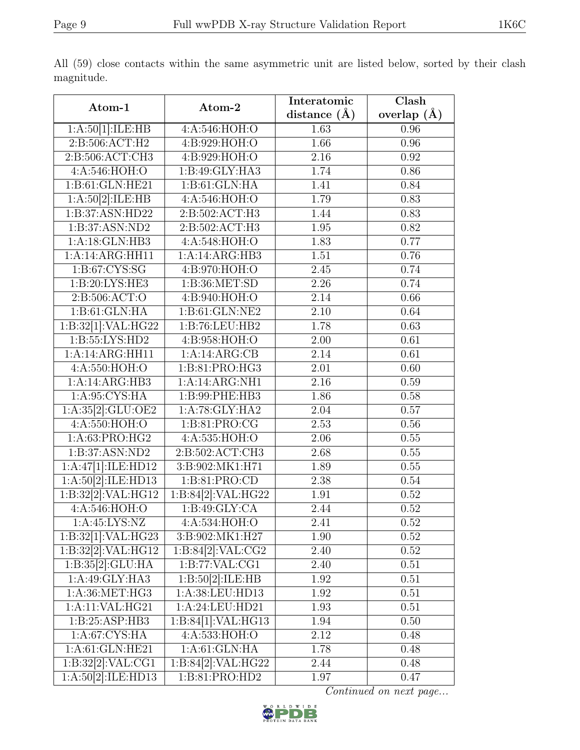All (59) close contacts within the same asymmetric unit are listed below, sorted by their clash magnitude.

| Atom-1 | Atom-2 | Interatomic distance (Å) | Clash overlap (Å) |
|---|---|---|---|
| 1:A:50[1]:ILE:HB | 4:A:546:HOH:O | 1.63 | 0.96 |
| 2:B:506:ACT:H2 | 4:B:929:HOH:O | 1.66 | 0.96 |
| 2:B:506:ACT:CH3 | 4:B:929:HOH:O | 2.16 | 0.92 |
| 4:A:546:HOH:O | 1:B:49:GLY:HA3 | 1.74 | 0.86 |
| 1:B:61:GLN:HE21 | 1:B:61:GLN:HA | 1.41 | 0.84 |
| 1:A:50[2]:ILE:HB | 4:A:546:HOH:O | 1.79 | 0.83 |
| 1:B:37:ASN:HD22 | 2:B:502:ACT:H3 | 1.44 | 0.83 |
| 1:B:37:ASN:ND2 | 2:B:502:ACT:H3 | 1.95 | 0.82 |
| 1:A:18:GLN:HB3 | 4:A:548:HOH:O | 1.83 | 0.77 |
| 1:A:14:ARG:HH11 | 1:A:14:ARG:HB3 | 1.51 | 0.76 |
| 1:B:67:CYS:SG | 4:B:970:HOH:O | 2.45 | 0.74 |
| 1:B:20:LYS:HE3 | 1:B:36:MET:SD | 2.26 | 0.74 |
| 2:B:506:ACT:O | 4:B:940:HOH:O | 2.14 | 0.66 |
| 1:B:61:GLN:HA | 1:B:61:GLN:NE2 | 2.10 | 0.64 |
| 1:B:32[1]:VAL:HG22 | 1:B:76:LEU:HB2 | 1.78 | 0.63 |
| 1:B:55:LYS:HD2 | 4:B:958:HOH:O | 2.00 | 0.61 |
| 1:A:14:ARG:HH11 | 1:A:14:ARG:CB | 2.14 | 0.61 |
| 4:A:550:HOH:O | 1:B:81:PRO:HG3 | 2.01 | 0.60 |
| 1:A:14:ARG:HB3 | 1:A:14:ARG:NH1 | 2.16 | 0.59 |
| 1:A:95:CYS:HA | 1:B:99:PHE:HB3 | 1.86 | 0.58 |
| 1:A:35[2]:GLU:OE2 | 1:A:78:GLY:HA2 | 2.04 | 0.57 |
| 4:A:550:HOH:O | 1:B:81:PRO:CG | 2.53 | 0.56 |
| 1:A:63:PRO:HG2 | 4:A:535:HOH:O | 2.06 | 0.55 |
| 1:B:37:ASN:ND2 | 2:B:502:ACT:CH3 | 2.68 | 0.55 |
| 1:A:47[1]:ILE:HD12 | 3:B:902:MK1:H71 | 1.89 | 0.55 |
| 1:A:50[2]:ILE:HD13 | 1:B:81:PRO:CD | 2.38 | 0.54 |
| 1:B:32[2]:VAL:HG12 | 1:B:84[2]:VAL:HG22 | 1.91 | 0.52 |
| 4:A:546:HOH:O | 1:B:49:GLY:CA | 2.44 | 0.52 |
| 1:A:45:LYS:NZ | 4:A:534:HOH:O | 2.41 | 0.52 |
| 1:B:32[1]:VAL:HG23 | 3:B:902:MK1:H27 | 1.90 | 0.52 |
| 1:B:32[2]:VAL:HG12 | 1:B:84[2]:VAL:CG2 | 2.40 | 0.52 |
| 1:B:35[2]:GLU:HA | 1:B:77:VAL:CG1 | 2.40 | 0.51 |
| 1:A:49:GLY:HA3 | 1:B:50[2]:ILE:HB | 1.92 | 0.51 |
| 1:A:36:MET:HG3 | 1:A:38:LEU:HD13 | 1.92 | 0.51 |
| 1:A:11:VAL:HG21 | 1:A:24:LEU:HD21 | 1.93 | 0.51 |
| 1:B:25:ASP:HB3 | 1:B:84[1]:VAL:HG13 | 1.94 | 0.50 |
| 1:A:67:CYS:HA | 4:A:533:HOH:O | 2.12 | 0.48 |
| 1:A:61:GLN:HE21 | 1:A:61:GLN:HA | 1.78 | 0.48 |
| 1:B:32[2]:VAL:CG1 | 1:B:84[2]:VAL:HG22 | 2.44 | 0.48 |
| 1:A:50[2]:ILE:HD13 | 1:B:81:PRO:HD2 | 1.97 | 0.47 |

*Continued on next page...*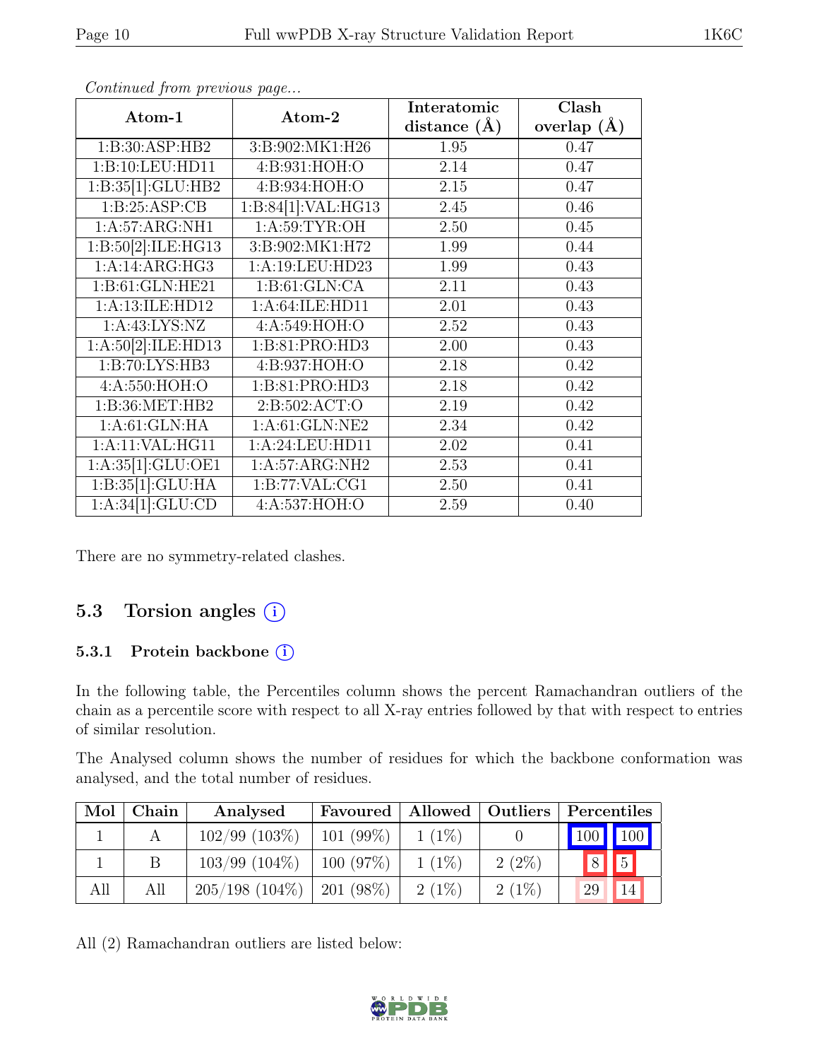*Continued from previous page...*

| Atom-1 | Atom-2 | Interatomic distance (Å) | Clash overlap (Å) |
|---|---|---|---|
| 1:B:30:ASP:HB2 | 3:B:902:MK1:H26 | 1.95 | 0.47 |
| 1:B:10:LEU:HD11 | 4:B:931:HOH:O | 2.14 | 0.47 |
| 1:B:35[1]:GLU:HB2 | 4:B:934:HOH:O | 2.15 | 0.47 |
| 1:B:25:ASP:CB | 1:B:84[1]:VAL:HG13 | 2.45 | 0.46 |
| 1:A:57:ARG:NH1 | 1:A:59:TYR:OH | 2.50 | 0.45 |
| 1:B:50[2]:ILE:HG13 | 3:B:902:MK1:H72 | 1.99 | 0.44 |
| 1:A:14:ARG:HG3 | 1:A:19:LEU:HD23 | 1.99 | 0.43 |
| 1:B:61:GLN:HE21 | 1:B:61:GLN:CA | 2.11 | 0.43 |
| 1:A:13:ILE:HD12 | 1:A:64:ILE:HD11 | 2.01 | 0.43 |
| 1:A:43:LYS:NZ | 4:A:549:HOH:O | 2.52 | 0.43 |
| 1:A:50[2]:ILE:HD13 | 1:B:81:PRO:HD3 | 2.00 | 0.43 |
| 1:B:70:LYS:HB3 | 4:B:937:HOH:O | 2.18 | 0.42 |
| 4:A:550:HOH:O | 1:B:81:PRO:HD3 | 2.18 | 0.42 |
| 1:B:36:MET:HB2 | 2:B:502:ACT:O | 2.19 | 0.42 |
| 1:A:61:GLN:HA | 1:A:61:GLN:NE2 | 2.34 | 0.42 |
| 1:A:11:VAL:HG11 | 1:A:24:LEU:HD11 | 2.02 | 0.41 |
| 1:A:35[1]:GLU:OE1 | 1:A:57:ARG:NH2 | 2.53 | 0.41 |
| 1:B:35[1]:GLU:HA | 1:B:77:VAL:CG1 | 2.50 | 0.41 |
| 1:A:34[1]:GLU:CD | 4:A:537:HOH:O | 2.59 | 0.40 |

There are no symmetry-related clashes.

## 5.3 Torsion angles

### 5.3.1 Protein backbone

In the following table, the Percentiles column shows the percent Ramachandran outliers of the chain as a percentile score with respect to all X-ray entries followed by that with respect to entries of similar resolution.

The Analysed column shows the number of residues for which the backbone conformation was analysed, and the total number of residues.

| Mol | Chain | Analysed | Favoured | Allowed | Outliers | Percentiles | |
|---|---|---|---|---|---|---|---|
| 1 | A | 102/99 (103%) | 101 (99%) | 1 (1%) | 0 | 100 | 100 |
| 1 | B | 103/99 (104%) | 100 (97%) | 1 (1%) | 2 (2%) | 8 | 5 |
| All | All | 205/198 (104%) | 201 (98%) | 2 (1%) | 2 (1%) | 29 | 14 |

All (2) Ramachandran outliers are listed below: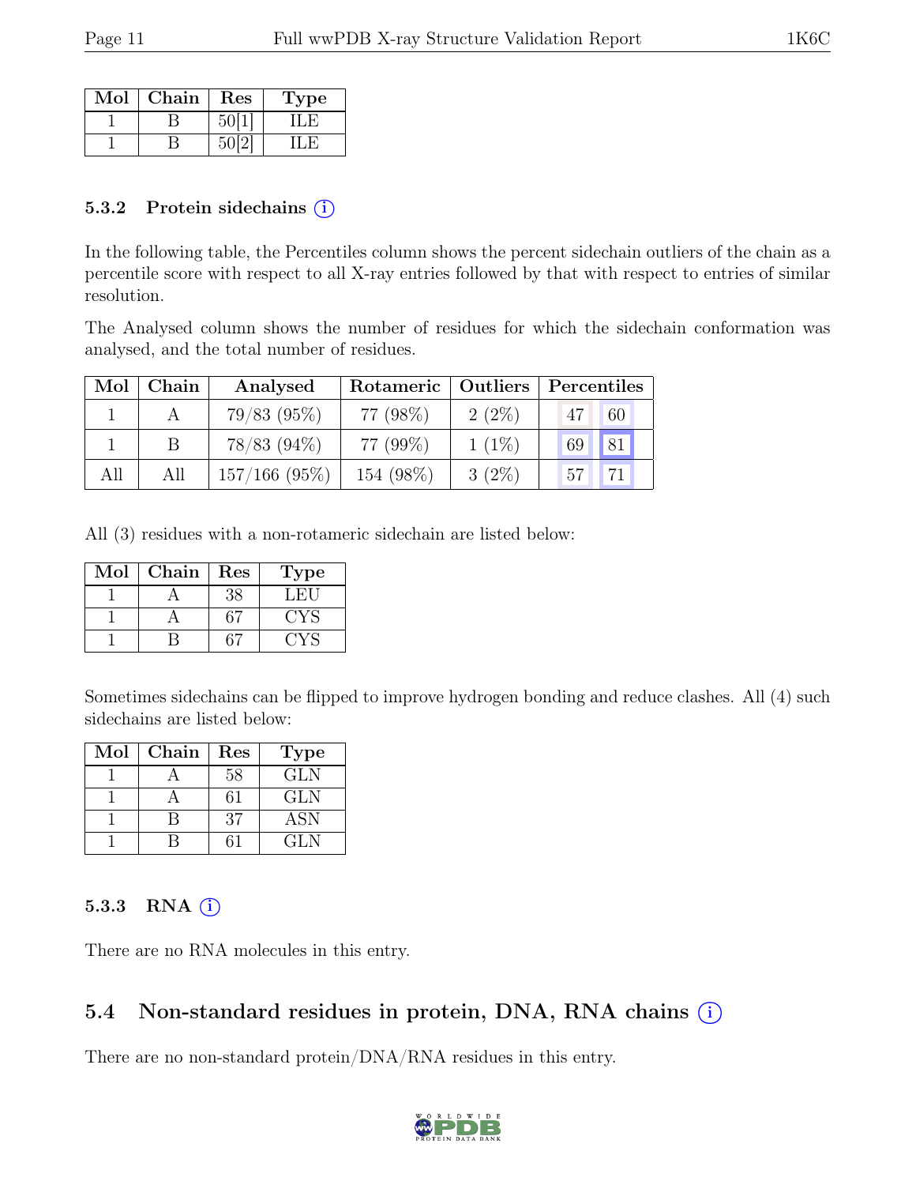| Mol | Chain | Res | Type |
|---|---|---|---|
| 1 | B | 50[1] | ILE |
| 1 | B | 50[2] | ILE |

### 5.3.2 Protein sidechains (i)

In the following table, the Percentiles column shows the percent sidechain outliers of the chain as a percentile score with respect to all X-ray entries followed by that with respect to entries of similar resolution.

The Analysed column shows the number of residues for which the sidechain conformation was analysed, and the total number of residues.

| Mol | Chain | Analysed | Rotameric | Outliers | Percentiles | |
|---|---|---|---|---|---|---|
| 1 | A | 79/83 (95%) | 77 (98%) | 2 (2%) | 47 | 60 |
| 1 | B | 78/83 (94%) | 77 (99%) | 1 (1%) | 69 | 81 |
| All | All | 157/166 (95%) | 154 (98%) | 3 (2%) | 57 | 71 |

All (3) residues with a non-rotameric sidechain are listed below:

| Mol | Chain | Res | Type |
|---|---|---|---|
| 1 | A | 38 | LEU |
| 1 | A | 67 | CYS |
| 1 | B | 67 | CYS |

Sometimes sidechains can be flipped to improve hydrogen bonding and reduce clashes. All (4) such sidechains are listed below:

| Mol | Chain | Res | Type |
|---|---|---|---|
| 1 | A | 58 | GLN |
| 1 | A | 61 | GLN |
| 1 | B | 37 | ASN |
| 1 | B | 61 | GLN |

### 5.3.3 RNA (i)

There are no RNA molecules in this entry.

## 5.4 Non-standard residues in protein, DNA, RNA chains (i)

There are no non-standard protein/DNA/RNA residues in this entry.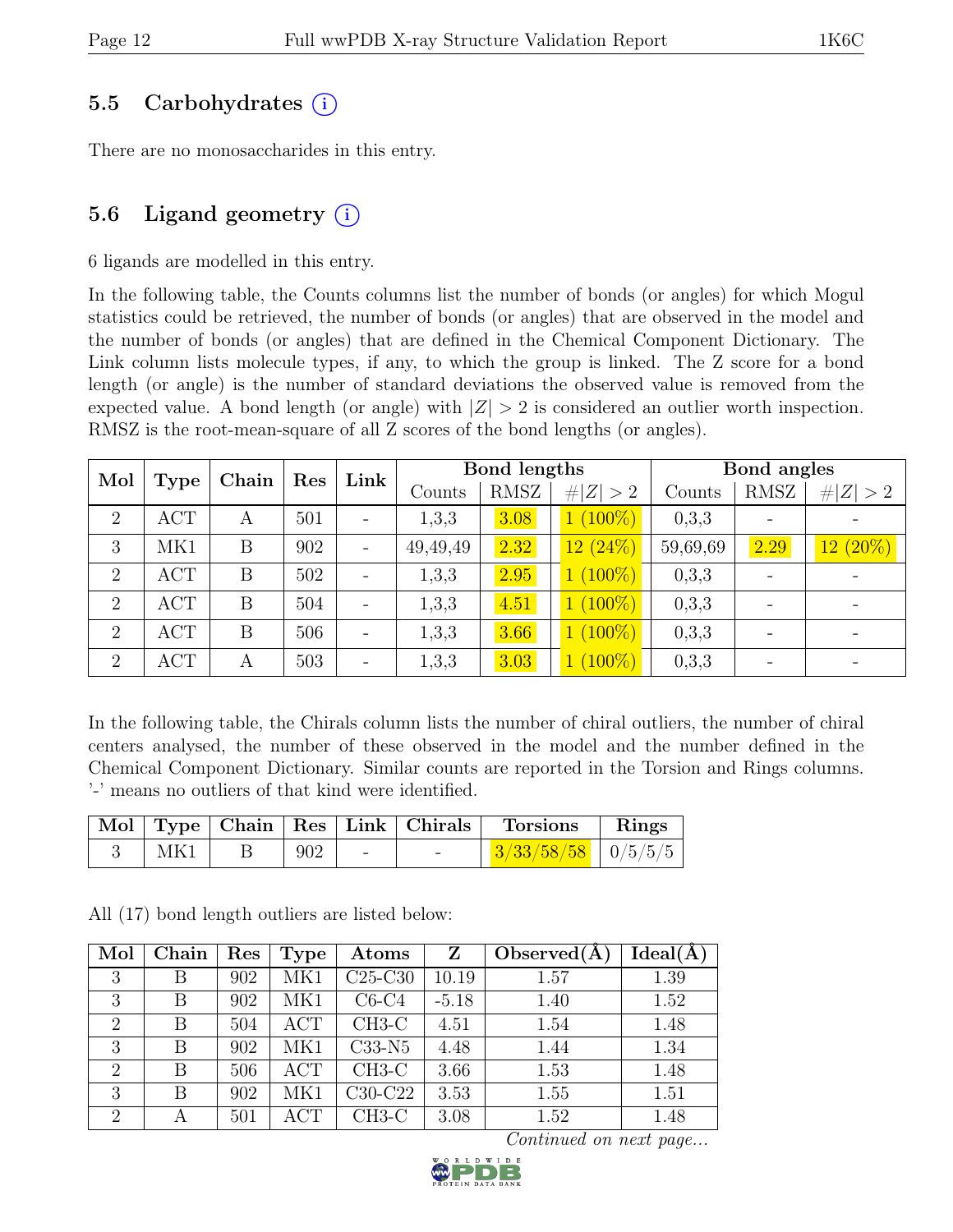## 5.5 Carbohydrates (i)

There are no monosaccharides in this entry.

## 5.6 Ligand geometry (i)

6 ligands are modelled in this entry.

In the following table, the Counts columns list the number of bonds (or angles) for which Mogul statistics could be retrieved, the number of bonds (or angles) that are observed in the model and the number of bonds (or angles) that are defined in the Chemical Component Dictionary. The Link column lists molecule types, if any, to which the group is linked. The Z score for a bond length (or angle) is the number of standard deviations the observed value is removed from the expected value. A bond length (or angle) with $|Z| > 2$ is considered an outlier worth inspection. RMSZ is the root-mean-square of all Z scores of the bond lengths (or angles).

| Mol | Type | Chain | Res | Link | Bond lengths | | | Bond angles | | |
|---|---|---|---|---|---|---|---|---|---|---|
| | | | | | Counts | RMSZ | #\|Z\| > 2 | Counts | RMSZ | #\|Z\| > 2 |
| 2 | ACT | A | 501 | - | 1,3,3 | 3.08 | 1 (100%) | 0,3,3 | - | - |
| 3 | MK1 | B | 902 | - | 49,49,49 | 2.32 | 12 (24%) | 59,69,69 | 2.29 | 12 (20%) |
| 2 | ACT | B | 502 | - | 1,3,3 | 2.95 | 1 (100%) | 0,3,3 | - | - |
| 2 | ACT | B | 504 | - | 1,3,3 | 4.51 | 1 (100%) | 0,3,3 | - | - |
| 2 | ACT | B | 506 | - | 1,3,3 | 3.66 | 1 (100%) | 0,3,3 | - | - |
| 2 | ACT | A | 503 | - | 1,3,3 | 3.03 | 1 (100%) | 0,3,3 | - | - |

In the following table, the Chirals column lists the number of chiral outliers, the number of chiral centers analysed, the number of these observed in the model and the number defined in the Chemical Component Dictionary. Similar counts are reported in the Torsion and Rings columns. '-' means no outliers of that kind were identified.

| Mol | Type | Chain | Res | Link | Chirals | Torsions | Rings |
|---|---|---|---|---|---|---|---|
| 3 | MK1 | B | 902 | - | - | 3/33/58/58 | 0/5/5/5 |

All (17) bond length outliers are listed below:

| Mol | Chain | Res | Type | Atoms | Z | Observed(Å) | Ideal(Å) |
|---|---|---|---|---|---|---|---|
| 3 | B | 902 | MK1 | C25-C30 | 10.19 | 1.57 | 1.39 |
| 3 | B | 902 | MK1 | C6-C4 | -5.18 | 1.40 | 1.52 |
| 2 | B | 504 | ACT | CH3-C | 4.51 | 1.54 | 1.48 |
| 3 | B | 902 | MK1 | C33-N5 | 4.48 | 1.44 | 1.34 |
| 2 | B | 506 | ACT | CH3-C | 3.66 | 1.53 | 1.48 |
| 3 | B | 902 | MK1 | C30-C22 | 3.53 | 1.55 | 1.51 |
| 2 | A | 501 | ACT | CH3-C | 3.08 | 1.52 | 1.48 |

*Continued on next page...*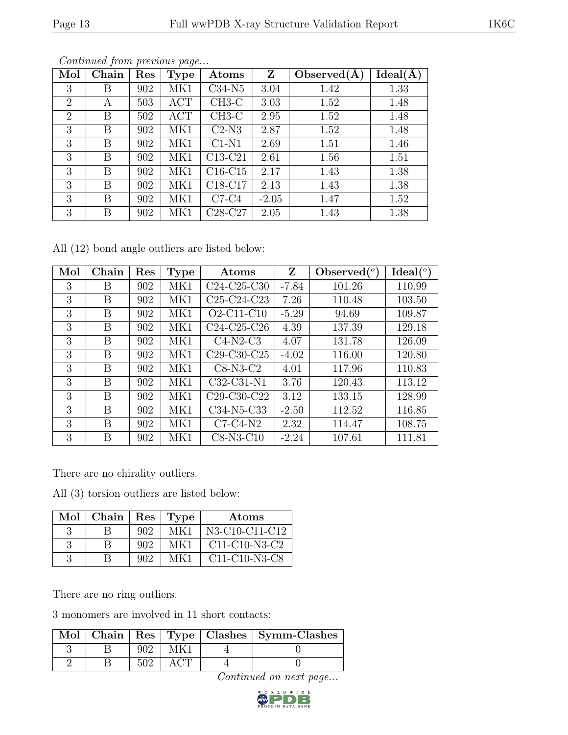*Continued from previous page...*

| Mol | Chain | Res | Type | Atoms | Z | Observed(Å) | Ideal(Å) |
|---|---|---|---|---|---|---|---|
| 3 | B | 902 | MK1 | C34-N5 | 3.04 | 1.42 | 1.33 |
| 2 | A | 503 | ACT | CH3-C | 3.03 | 1.52 | 1.48 |
| 2 | B | 502 | ACT | CH3-C | 2.95 | 1.52 | 1.48 |
| 3 | B | 902 | MK1 | C2-N3 | 2.87 | 1.52 | 1.48 |
| 3 | B | 902 | MK1 | C1-N1 | 2.69 | 1.51 | 1.46 |
| 3 | B | 902 | MK1 | C13-C21 | 2.61 | 1.56 | 1.51 |
| 3 | B | 902 | MK1 | C16-C15 | 2.17 | 1.43 | 1.38 |
| 3 | B | 902 | MK1 | C18-C17 | 2.13 | 1.43 | 1.38 |
| 3 | B | 902 | MK1 | C7-C4 | -2.05 | 1.47 | 1.52 |
| 3 | B | 902 | MK1 | C28-C27 | 2.05 | 1.43 | 1.38 |

All (12) bond angle outliers are listed below:

| Mol | Chain | Res | Type | Atoms | Z | Observed($^o$) | Ideal($^o$) |
|---|---|---|---|---|---|---|---|
| 3 | B | 902 | MK1 | C24-C25-C30 | -7.84 | 101.26 | 110.99 |
| 3 | B | 902 | MK1 | C25-C24-C23 | 7.26 | 110.48 | 103.50 |
| 3 | B | 902 | MK1 | O2-C11-C10 | -5.29 | 94.69 | 109.87 |
| 3 | B | 902 | MK1 | C24-C25-C26 | 4.39 | 137.39 | 129.18 |
| 3 | B | 902 | MK1 | C4-N2-C3 | 4.07 | 131.78 | 126.09 |
| 3 | B | 902 | MK1 | C29-C30-C25 | -4.02 | 116.00 | 120.80 |
| 3 | B | 902 | MK1 | C8-N3-C2 | 4.01 | 117.96 | 110.83 |
| 3 | B | 902 | MK1 | C32-C31-N1 | 3.76 | 120.43 | 113.12 |
| 3 | B | 902 | MK1 | C29-C30-C22 | 3.12 | 133.15 | 128.99 |
| 3 | B | 902 | MK1 | C34-N5-C33 | -2.50 | 112.52 | 116.85 |
| 3 | B | 902 | MK1 | C7-C4-N2 | 2.32 | 114.47 | 108.75 |
| 3 | B | 902 | MK1 | C8-N3-C10 | -2.24 | 107.61 | 111.81 |

There are no chirality outliers.

All (3) torsion outliers are listed below:

| Mol | Chain | Res | Type | Atoms |
|---|---|---|---|---|
| 3 | B | 902 | MK1 | N3-C10-C11-C12 |
| 3 | B | 902 | MK1 | C11-C10-N3-C2 |
| 3 | B | 902 | MK1 | C11-C10-N3-C8 |

There are no ring outliers.

3 monomers are involved in 11 short contacts:

| Mol | Chain | Res | Type | Clashes | Symm-Clashes |
|---|---|---|---|---|---|
| 3 | B | 902 | MK1 | 4 | 0 |
| 2 | B | 502 | ACT | 4 | 0 |

*Continued on next page...*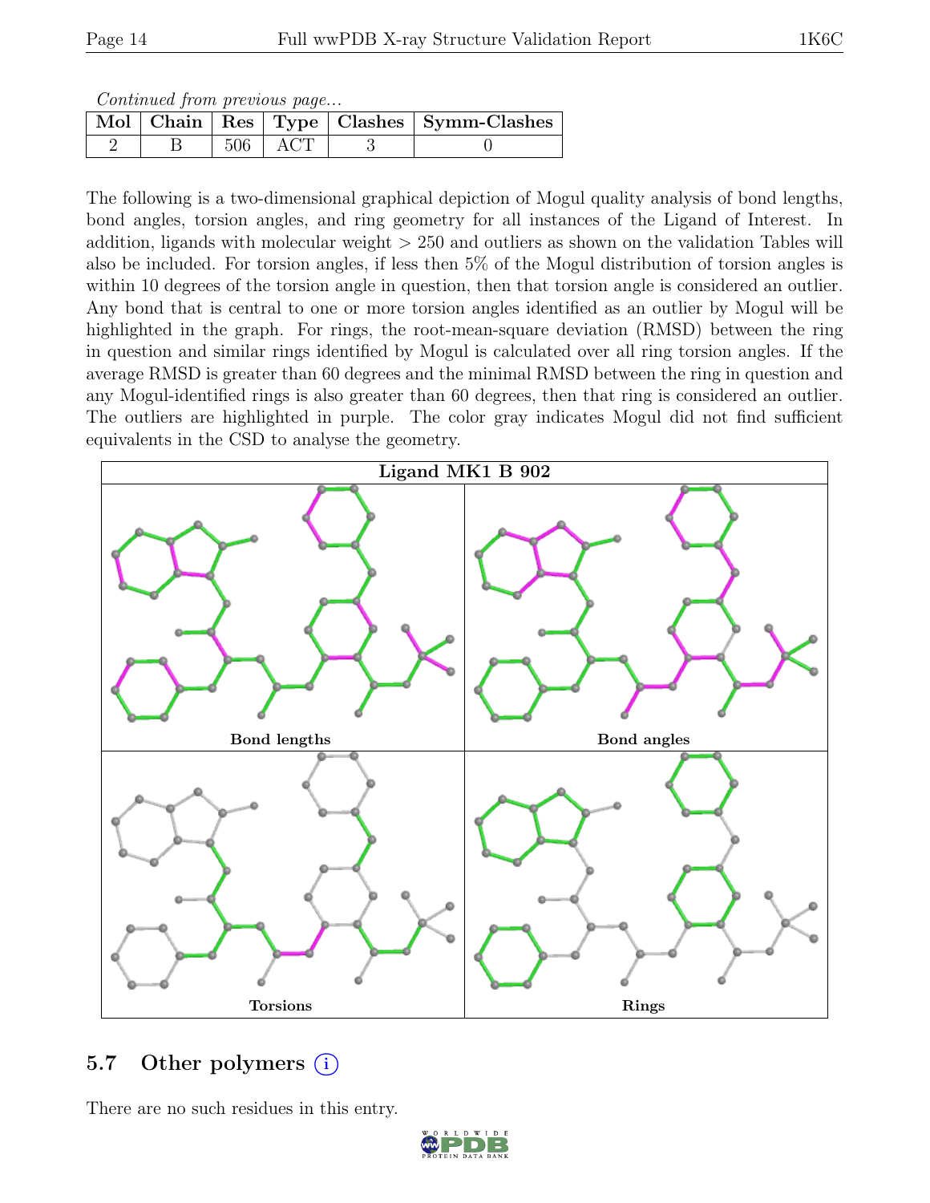*Continued from previous page...*

| Mol | Chain | Res | Type | Clashes | Symm-Clashes |
|---|---|---|---|---|---|
| 2 | B | 506 | ACT | 3 | 0 |

The following is a two-dimensional graphical depiction of Mogul quality analysis of bond lengths, bond angles, torsion angles, and ring geometry for all instances of the Ligand of Interest. In addition, ligands with molecular weight > 250 and outliers as shown on the validation Tables will also be included. For torsion angles, if less then 5% of the Mogul distribution of torsion angles is within 10 degrees of the torsion angle in question, then that torsion angle is considered an outlier. Any bond that is central to one or more torsion angles identified as an outlier by Mogul will be highlighted in the graph. For rings, the root-mean-square deviation (RMSD) between the ring in question and similar rings identified by Mogul is calculated over all ring torsion angles. If the average RMSD is greater than 60 degrees and the minimal RMSD between the ring in question and any Mogul-identified rings is also greater than 60 degrees, then that ring is considered an outlier. The outliers are highlighted in purple. The color gray indicates Mogul did not find sufficient equivalents in the CSD to analyse the geometry.

**Ligand MK1 B 902**

Bond lengths

Bond angles

Torsions

Rings

## 5.7 Other polymers

There are no such residues in this entry.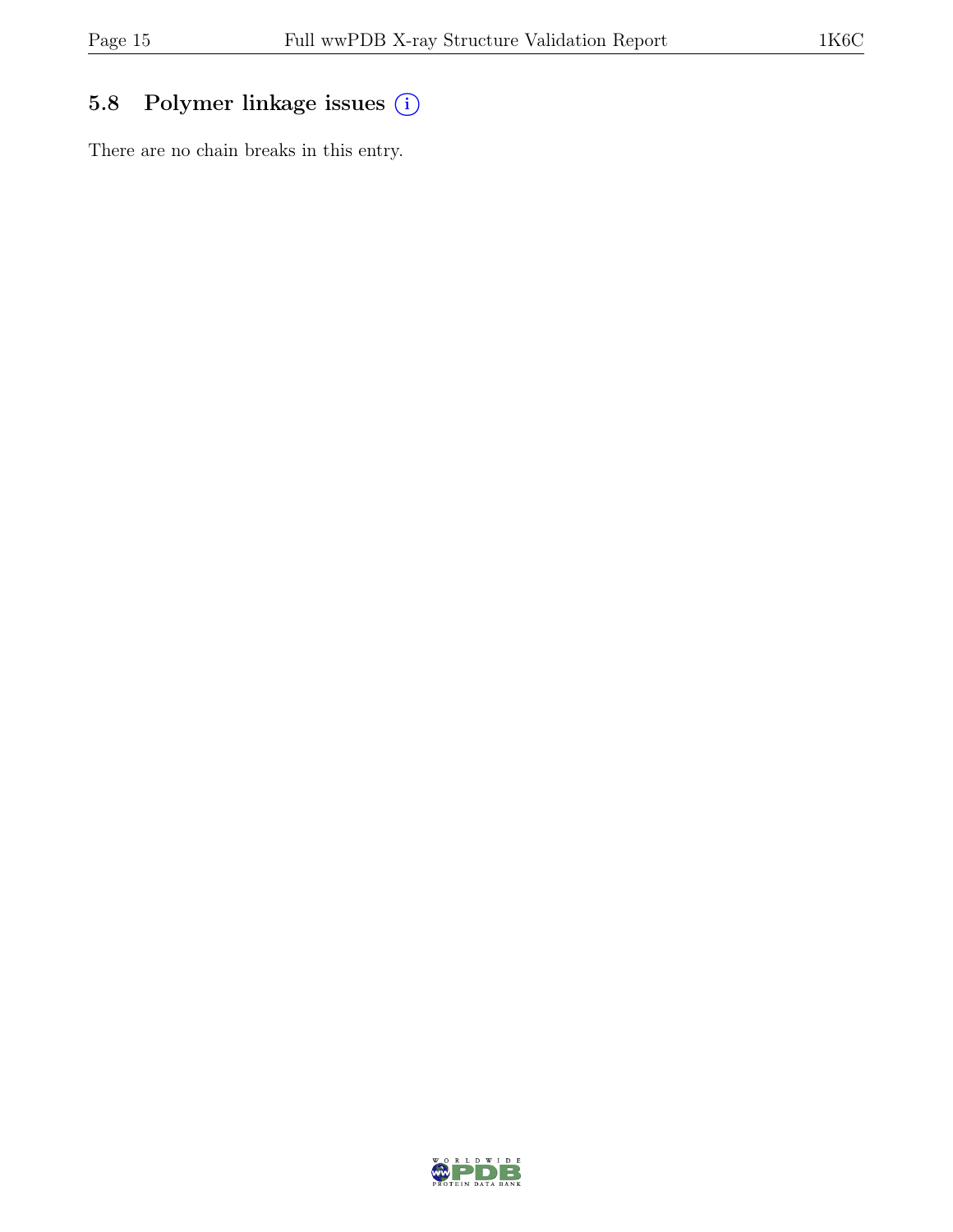## 5.8 Polymer linkage issues

There are no chain breaks in this entry.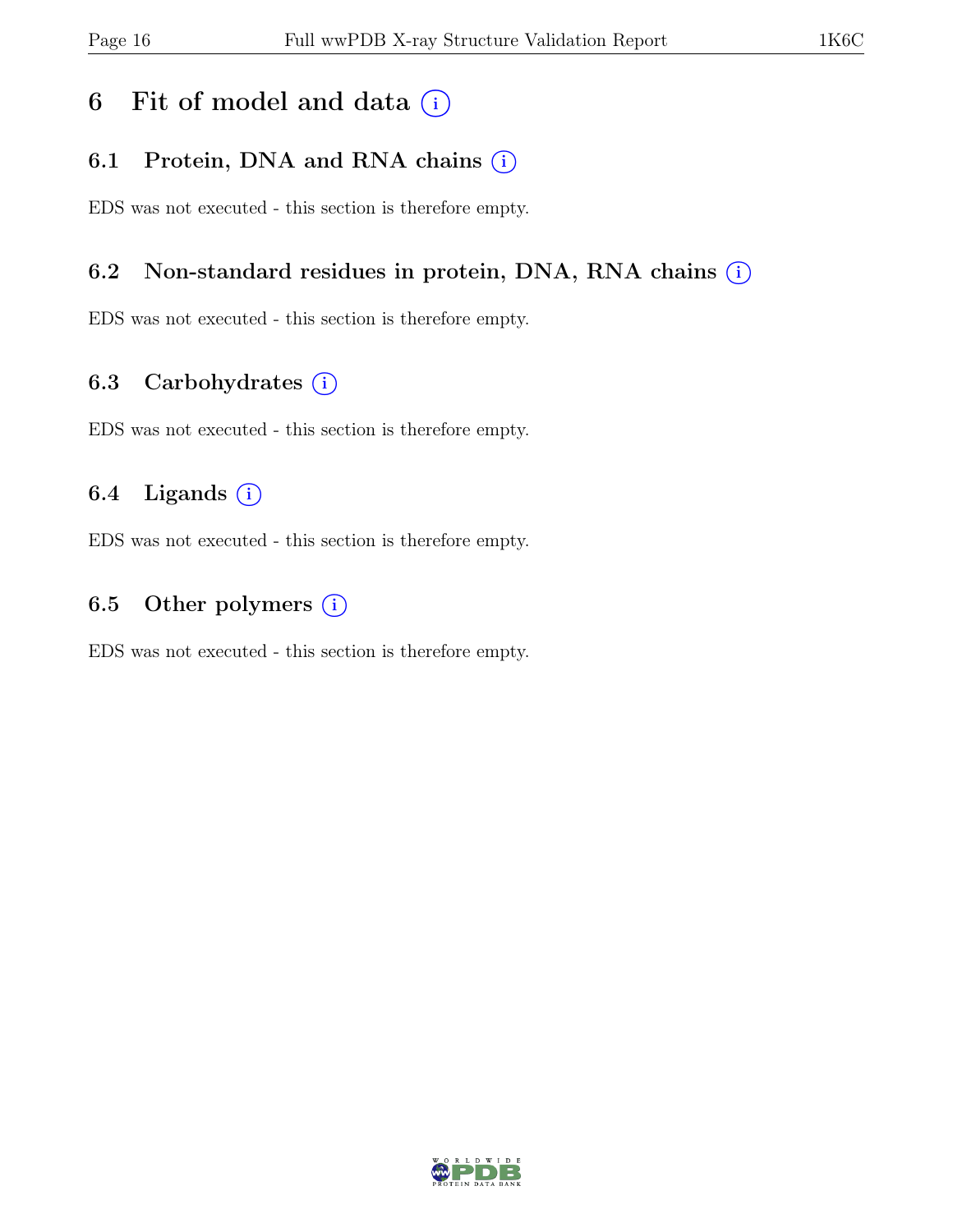# 6 Fit of model and data

## 6.1 Protein, DNA and RNA chains

EDS was not executed - this section is therefore empty.

## 6.2 Non-standard residues in protein, DNA, RNA chains

EDS was not executed - this section is therefore empty.

## 6.3 Carbohydrates

EDS was not executed - this section is therefore empty.

## 6.4 Ligands

EDS was not executed - this section is therefore empty.

## 6.5 Other polymers

EDS was not executed - this section is therefore empty.